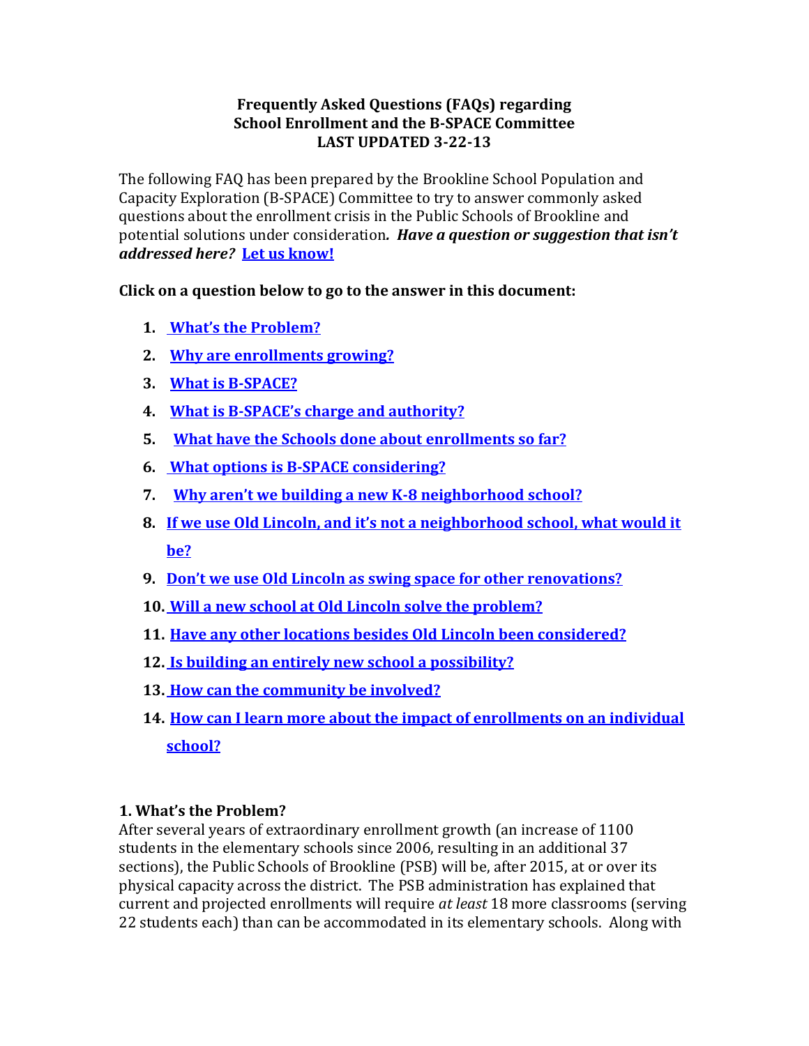# Frequently Asked Questions (FAQs) regarding School Enrollment and the B-SPACE Committee
**LAST UPDATED 3-22-13**

The following FAQ has been prepared by the Brookline School Population and Capacity Exploration (B-SPACE) Committee to try to answer commonly asked questions about the enrollment crisis in the Public Schools of Brookline and potential solutions under consideration*. **Have a question or suggestion that isn't addressed here?*** **Let us know!**

**Click on a question below to go to the answer in this document:**

1. **What's the Problem?**
2. **Why are enrollments growing?**
3. **What is B-SPACE?**
4. **What is B-SPACE's charge and authority?**
5. **What have the Schools done about enrollments so far?**
6. **What options is B-SPACE considering?**
7. **Why aren't we building a new K-8 neighborhood school?**
8. **If we use Old Lincoln, and it's not a neighborhood school, what would it be?**
9. **Don't we use Old Lincoln as swing space for other renovations?**
10. **Will a new school at Old Lincoln solve the problem?**
11. **Have any other locations besides Old Lincoln been considered?**
12. **Is building an entirely new school a possibility?**
13. **How can the community be involved?**
14. **How can I learn more about the impact of enrollments on an individual school?**

## 1. What's the Problem?

After several years of extraordinary enrollment growth (an increase of 1100 students in the elementary schools since 2006, resulting in an additional 37 sections), the Public Schools of Brookline (PSB) will be, after 2015, at or over its physical capacity across the district. The PSB administration has explained that current and projected enrollments will require *at least* 18 more classrooms (serving 22 students each) than can be accommodated in its elementary schools. Along with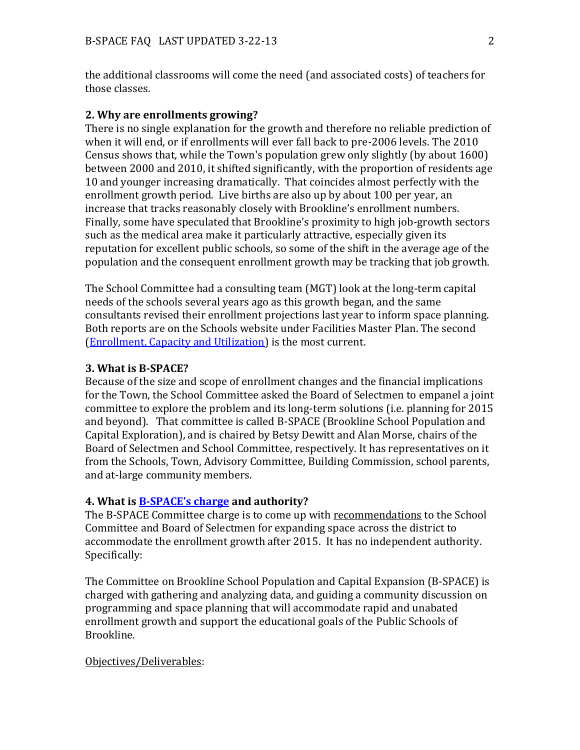the additional classrooms will come the need (and associated costs) of teachers for those classes.

**2. Why are enrollments growing?**

There is no single explanation for the growth and therefore no reliable prediction of when it will end, or if enrollments will ever fall back to pre-2006 levels. The 2010 Census shows that, while the Town's population grew only slightly (by about 1600) between 2000 and 2010, it shifted significantly, with the proportion of residents age 10 and younger increasing dramatically. That coincides almost perfectly with the enrollment growth period. Live births are also up by about 100 per year, an increase that tracks reasonably closely with Brookline's enrollment numbers. Finally, some have speculated that Brookline's proximity to high job-growth sectors such as the medical area make it particularly attractive, especially given its reputation for excellent public schools, so some of the shift in the average age of the population and the consequent enrollment growth may be tracking that job growth.

The School Committee had a consulting team (MGT) look at the long-term capital needs of the schools several years ago as this growth began, and the same consultants revised their enrollment projections last year to inform space planning. Both reports are on the Schools website under Facilities Master Plan. The second (Enrollment, Capacity and Utilization) is the most current.

**3. What is B-SPACE?**

Because of the size and scope of enrollment changes and the financial implications for the Town, the School Committee asked the Board of Selectmen to empanel a joint committee to explore the problem and its long-term solutions (i.e. planning for 2015 and beyond). That committee is called B-SPACE (Brookline School Population and Capital Exploration), and is chaired by Betsy Dewitt and Alan Morse, chairs of the Board of Selectmen and School Committee, respectively. It has representatives on it from the Schools, Town, Advisory Committee, Building Commission, school parents, and at-large community members.

**4. What is B-SPACE's charge and authority?**

The B-SPACE Committee charge is to come up with recommendations to the School Committee and Board of Selectmen for expanding space across the district to accommodate the enrollment growth after 2015. It has no independent authority. Specifically:

The Committee on Brookline School Population and Capital Expansion (B-SPACE) is charged with gathering and analyzing data, and guiding a community discussion on programming and space planning that will accommodate rapid and unabated enrollment growth and support the educational goals of the Public Schools of Brookline.

Objectives/Deliverables: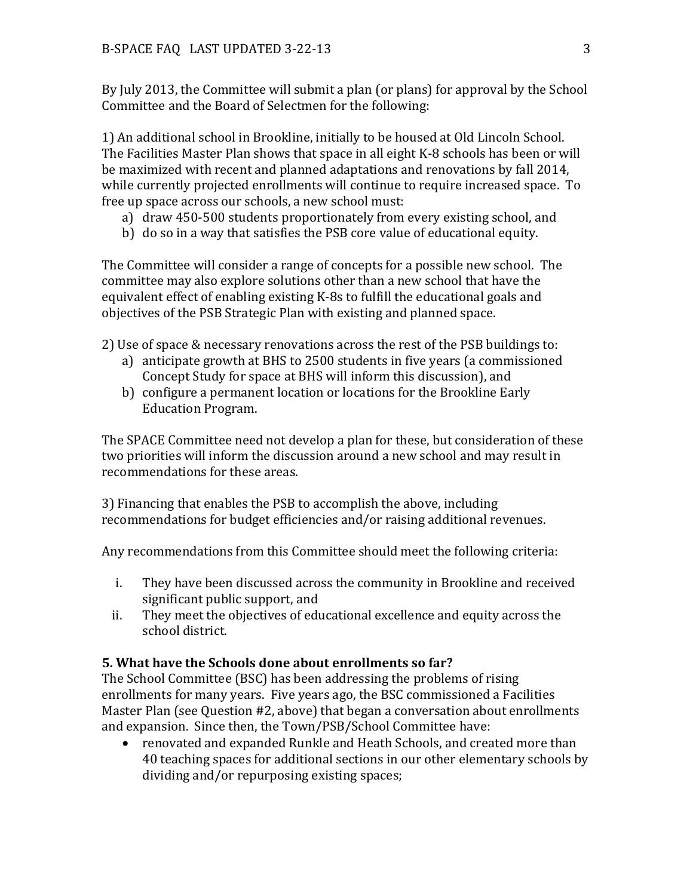By July 2013, the Committee will submit a plan (or plans) for approval by the School Committee and the Board of Selectmen for the following:

1) An additional school in Brookline, initially to be housed at Old Lincoln School. The Facilities Master Plan shows that space in all eight K-8 schools has been or will be maximized with recent and planned adaptations and renovations by fall 2014, while currently projected enrollments will continue to require increased space. To free up space across our schools, a new school must:

a) draw 450-500 students proportionately from every existing school, and
b) do so in a way that satisfies the PSB core value of educational equity.

The Committee will consider a range of concepts for a possible new school. The committee may also explore solutions other than a new school that have the equivalent effect of enabling existing K-8s to fulfill the educational goals and objectives of the PSB Strategic Plan with existing and planned space.

2) Use of space & necessary renovations across the rest of the PSB buildings to:

a) anticipate growth at BHS to 2500 students in five years (a commissioned Concept Study for space at BHS will inform this discussion), and
b) configure a permanent location or locations for the Brookline Early Education Program.

The SPACE Committee need not develop a plan for these, but consideration of these two priorities will inform the discussion around a new school and may result in recommendations for these areas.

3) Financing that enables the PSB to accomplish the above, including recommendations for budget efficiencies and/or raising additional revenues.

Any recommendations from this Committee should meet the following criteria:

i. They have been discussed across the community in Brookline and received significant public support, and
ii. They meet the objectives of educational excellence and equity across the school district.

**5. What have the Schools done about enrollments so far?**

The School Committee (BSC) has been addressing the problems of rising enrollments for many years. Five years ago, the BSC commissioned a Facilities Master Plan (see Question #2, above) that began a conversation about enrollments and expansion. Since then, the Town/PSB/School Committee have:

- renovated and expanded Runkle and Heath Schools, and created more than 40 teaching spaces for additional sections in our other elementary schools by dividing and/or repurposing existing spaces;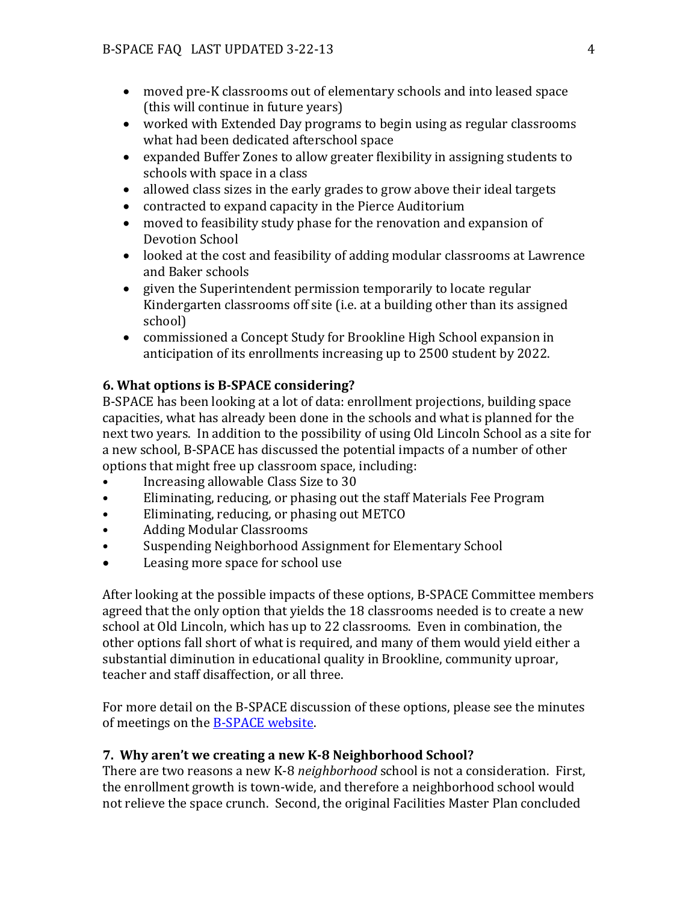- moved pre-K classrooms out of elementary schools and into leased space (this will continue in future years)
- worked with Extended Day programs to begin using as regular classrooms what had been dedicated afterschool space
- expanded Buffer Zones to allow greater flexibility in assigning students to schools with space in a class
- allowed class sizes in the early grades to grow above their ideal targets
- contracted to expand capacity in the Pierce Auditorium
- moved to feasibility study phase for the renovation and expansion of Devotion School
- looked at the cost and feasibility of adding modular classrooms at Lawrence and Baker schools
- given the Superintendent permission temporarily to locate regular Kindergarten classrooms off site (i.e. at a building other than its assigned school)
- commissioned a Concept Study for Brookline High School expansion in anticipation of its enrollments increasing up to 2500 student by 2022.

**6. What options is B-SPACE considering?**

B-SPACE has been looking at a lot of data: enrollment projections, building space capacities, what has already been done in the schools and what is planned for the next two years. In addition to the possibility of using Old Lincoln School as a site for a new school, B-SPACE has discussed the potential impacts of a number of other options that might free up classroom space, including:

- Increasing allowable Class Size to 30
- Eliminating, reducing, or phasing out the staff Materials Fee Program
- Eliminating, reducing, or phasing out METCO
- Adding Modular Classrooms
- Suspending Neighborhood Assignment for Elementary School
- Leasing more space for school use

After looking at the possible impacts of these options, B-SPACE Committee members agreed that the only option that yields the 18 classrooms needed is to create a new school at Old Lincoln, which has up to 22 classrooms. Even in combination, the other options fall short of what is required, and many of them would yield either a substantial diminution in educational quality in Brookline, community uproar, teacher and staff disaffection, or all three.

For more detail on the B-SPACE discussion of these options, please see the minutes of meetings on the B-SPACE website.

**7. Why aren't we creating a new K-8 Neighborhood School?**

There are two reasons a new K-8 *neighborhood* school is not a consideration. First, the enrollment growth is town-wide, and therefore a neighborhood school would not relieve the space crunch. Second, the original Facilities Master Plan concluded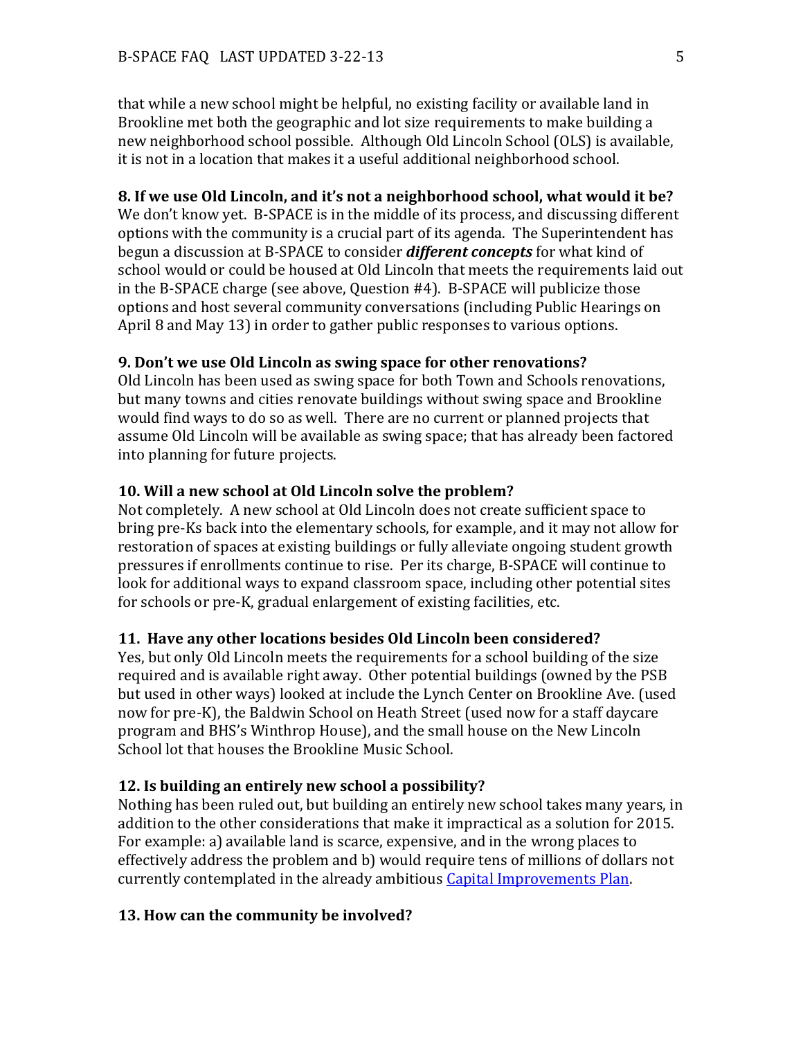that while a new school might be helpful, no existing facility or available land in Brookline met both the geographic and lot size requirements to make building a new neighborhood school possible. Although Old Lincoln School (OLS) is available, it is not in a location that makes it a useful additional neighborhood school.

**8. If we use Old Lincoln, and it's not a neighborhood school, what would it be?**
We don't know yet. B-SPACE is in the middle of its process, and discussing different options with the community is a crucial part of its agenda. The Superintendent has begun a discussion at B-SPACE to consider ***different concepts*** for what kind of school would or could be housed at Old Lincoln that meets the requirements laid out in the B-SPACE charge (see above, Question #4). B-SPACE will publicize those options and host several community conversations (including Public Hearings on April 8 and May 13) in order to gather public responses to various options.

**9. Don't we use Old Lincoln as swing space for other renovations?**
Old Lincoln has been used as swing space for both Town and Schools renovations, but many towns and cities renovate buildings without swing space and Brookline would find ways to do so as well. There are no current or planned projects that assume Old Lincoln will be available as swing space; that has already been factored into planning for future projects.

**10. Will a new school at Old Lincoln solve the problem?**
Not completely. A new school at Old Lincoln does not create sufficient space to bring pre-Ks back into the elementary schools, for example, and it may not allow for restoration of spaces at existing buildings or fully alleviate ongoing student growth pressures if enrollments continue to rise. Per its charge, B-SPACE will continue to look for additional ways to expand classroom space, including other potential sites for schools or pre-K, gradual enlargement of existing facilities, etc.

**11. Have any other locations besides Old Lincoln been considered?**
Yes, but only Old Lincoln meets the requirements for a school building of the size required and is available right away. Other potential buildings (owned by the PSB but used in other ways) looked at include the Lynch Center on Brookline Ave. (used now for pre-K), the Baldwin School on Heath Street (used now for a staff daycare program and BHS's Winthrop House), and the small house on the New Lincoln School lot that houses the Brookline Music School.

**12. Is building an entirely new school a possibility?**
Nothing has been ruled out, but building an entirely new school takes many years, in addition to the other considerations that make it impractical as a solution for 2015. For example: a) available land is scarce, expensive, and in the wrong places to effectively address the problem and b) would require tens of millions of dollars not currently contemplated in the already ambitious Capital Improvements Plan.

**13. How can the community be involved?**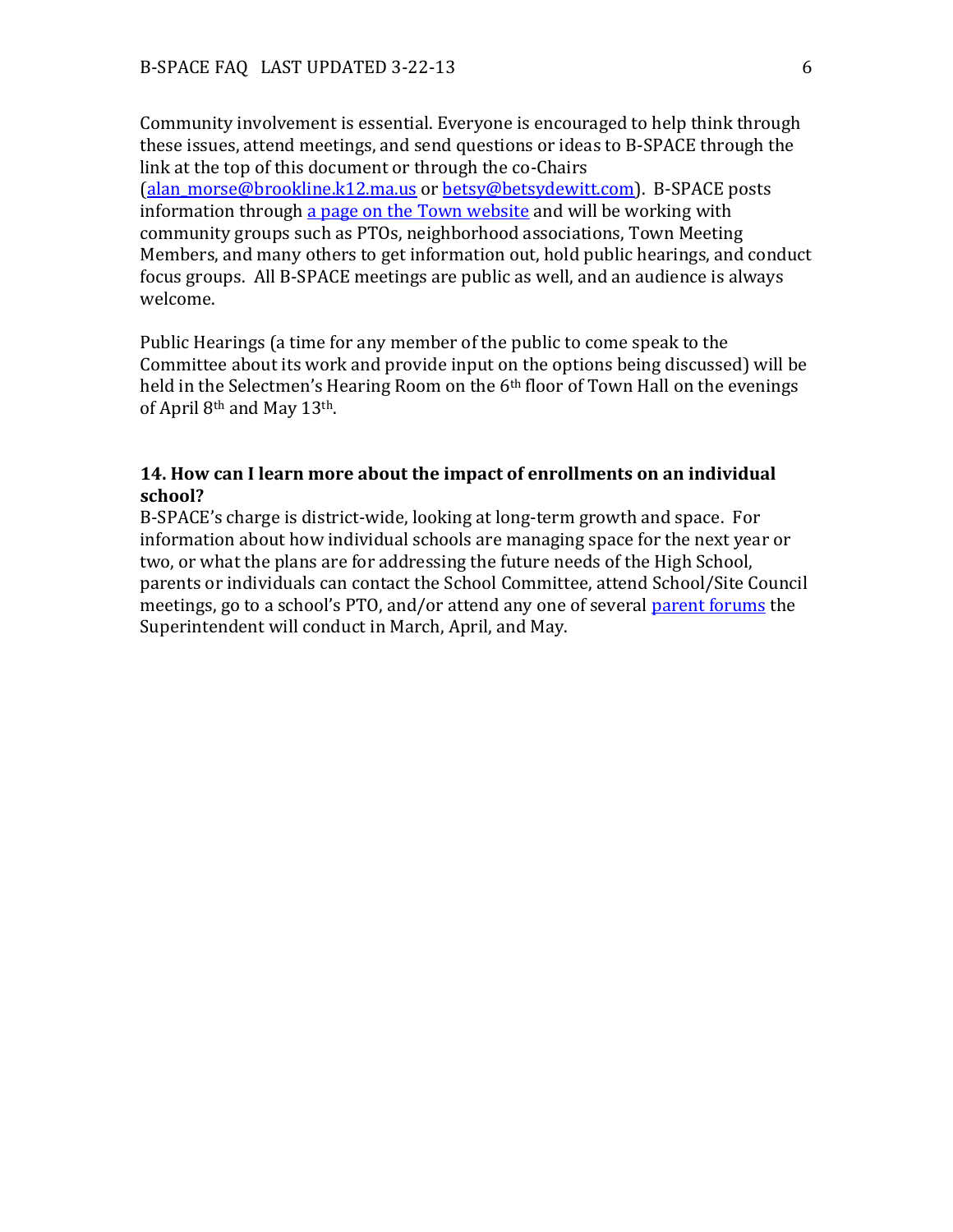Community involvement is essential. Everyone is encouraged to help think through these issues, attend meetings, and send questions or ideas to B-SPACE through the link at the top of this document or through the co-Chairs (alan_morse@brookline.k12.ma.us or betsy@betsydewitt.com). B-SPACE posts information through a page on the Town website and will be working with community groups such as PTOs, neighborhood associations, Town Meeting Members, and many others to get information out, hold public hearings, and conduct focus groups. All B-SPACE meetings are public as well, and an audience is always welcome.

Public Hearings (a time for any member of the public to come speak to the Committee about its work and provide input on the options being discussed) will be held in the Selectmen's Hearing Room on the 6th floor of Town Hall on the evenings of April 8th and May 13th.

**14. How can I learn more about the impact of enrollments on an individual school?**

B-SPACE's charge is district-wide, looking at long-term growth and space. For information about how individual schools are managing space for the next year or two, or what the plans are for addressing the future needs of the High School, parents or individuals can contact the School Committee, attend School/Site Council meetings, go to a school's PTO, and/or attend any one of several parent forums the Superintendent will conduct in March, April, and May.